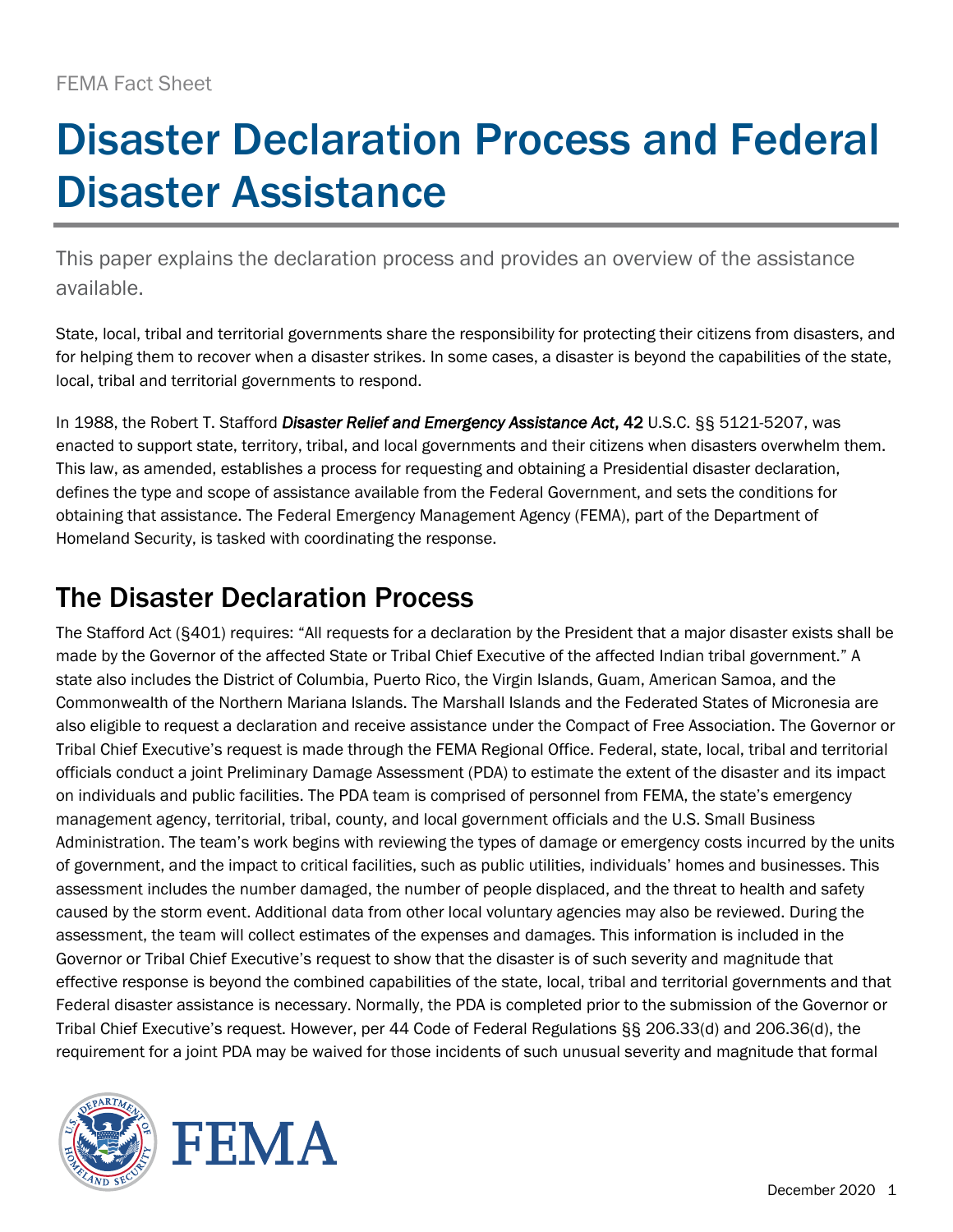FEMA Fact Sheet

# Disaster Declaration Process and Federal Disaster Assistance

This paper explains the declaration process and provides an overview of the assistance available.

State, local, tribal and territorial governments share the responsibility for protecting their citizens from disasters, and for helping them to recover when a disaster strikes. In some cases, a disaster is beyond the capabilities of the state, local, tribal and territorial governments to respond.

In 1988, the Robert T. Stafford ***Disaster Relief and Emergency Assistance Act***, 42 U.S.C. §§ 5121-5207, was enacted to support state, territory, tribal, and local governments and their citizens when disasters overwhelm them. This law, as amended, establishes a process for requesting and obtaining a Presidential disaster declaration, defines the type and scope of assistance available from the Federal Government, and sets the conditions for obtaining that assistance. The Federal Emergency Management Agency (FEMA), part of the Department of Homeland Security, is tasked with coordinating the response.

## The Disaster Declaration Process

The Stafford Act (§401) requires: "All requests for a declaration by the President that a major disaster exists shall be made by the Governor of the affected State or Tribal Chief Executive of the affected Indian tribal government." A state also includes the District of Columbia, Puerto Rico, the Virgin Islands, Guam, American Samoa, and the Commonwealth of the Northern Mariana Islands. The Marshall Islands and the Federated States of Micronesia are also eligible to request a declaration and receive assistance under the Compact of Free Association. The Governor or Tribal Chief Executive's request is made through the FEMA Regional Office. Federal, state, local, tribal and territorial officials conduct a joint Preliminary Damage Assessment (PDA) to estimate the extent of the disaster and its impact on individuals and public facilities. The PDA team is comprised of personnel from FEMA, the state's emergency management agency, territorial, tribal, county, and local government officials and the U.S. Small Business Administration. The team's work begins with reviewing the types of damage or emergency costs incurred by the units of government, and the impact to critical facilities, such as public utilities, individuals' homes and businesses. This assessment includes the number damaged, the number of people displaced, and the threat to health and safety caused by the storm event. Additional data from other local voluntary agencies may also be reviewed. During the assessment, the team will collect estimates of the expenses and damages. This information is included in the Governor or Tribal Chief Executive's request to show that the disaster is of such severity and magnitude that effective response is beyond the combined capabilities of the state, local, tribal and territorial governments and that Federal disaster assistance is necessary. Normally, the PDA is completed prior to the submission of the Governor or Tribal Chief Executive's request. However, per 44 Code of Federal Regulations §§ 206.33(d) and 206.36(d), the requirement for a joint PDA may be waived for those incidents of such unusual severity and magnitude that formal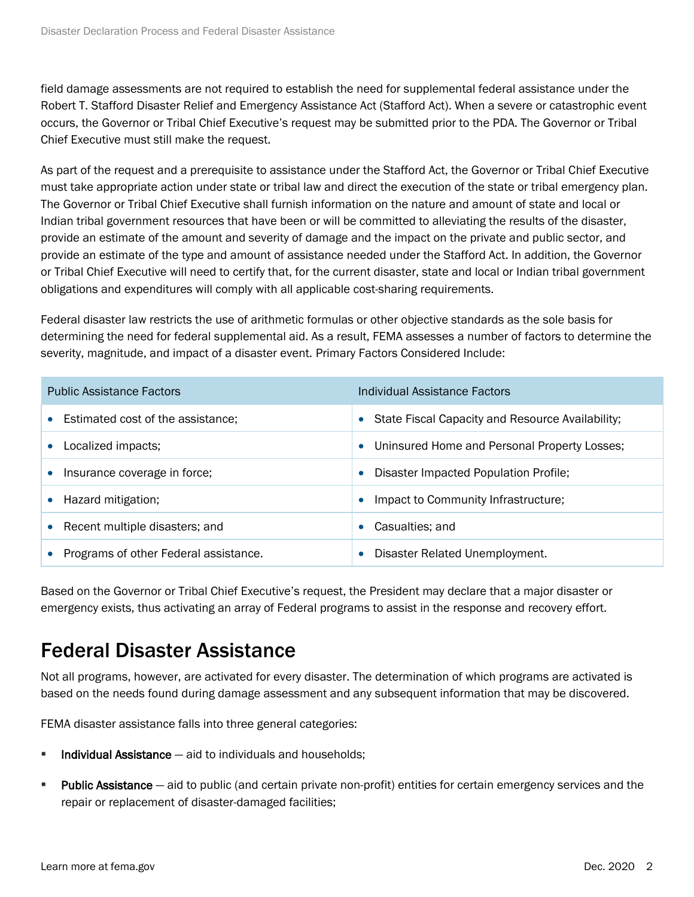field damage assessments are not required to establish the need for supplemental federal assistance under the Robert T. Stafford Disaster Relief and Emergency Assistance Act (Stafford Act). When a severe or catastrophic event occurs, the Governor or Tribal Chief Executive's request may be submitted prior to the PDA. The Governor or Tribal Chief Executive must still make the request.

As part of the request and a prerequisite to assistance under the Stafford Act, the Governor or Tribal Chief Executive must take appropriate action under state or tribal law and direct the execution of the state or tribal emergency plan. The Governor or Tribal Chief Executive shall furnish information on the nature and amount of state and local or Indian tribal government resources that have been or will be committed to alleviating the results of the disaster, provide an estimate of the amount and severity of damage and the impact on the private and public sector, and provide an estimate of the type and amount of assistance needed under the Stafford Act. In addition, the Governor or Tribal Chief Executive will need to certify that, for the current disaster, state and local or Indian tribal government obligations and expenditures will comply with all applicable cost-sharing requirements.

Federal disaster law restricts the use of arithmetic formulas or other objective standards as the sole basis for determining the need for federal supplemental aid. As a result, FEMA assesses a number of factors to determine the severity, magnitude, and impact of a disaster event. Primary Factors Considered Include:

| Public Assistance Factors | Individual Assistance Factors |
|---|---|
| • Estimated cost of the assistance; | • State Fiscal Capacity and Resource Availability; |
| • Localized impacts; | • Uninsured Home and Personal Property Losses; |
| • Insurance coverage in force; | • Disaster Impacted Population Profile; |
| • Hazard mitigation; | • Impact to Community Infrastructure; |
| • Recent multiple disasters; and | • Casualties; and |
| • Programs of other Federal assistance. | • Disaster Related Unemployment. |

Based on the Governor or Tribal Chief Executive's request, the President may declare that a major disaster or emergency exists, thus activating an array of Federal programs to assist in the response and recovery effort.

## Federal Disaster Assistance

Not all programs, however, are activated for every disaster. The determination of which programs are activated is based on the needs found during damage assessment and any subsequent information that may be discovered.

FEMA disaster assistance falls into three general categories:

- **Individual Assistance** — aid to individuals and households;
- **Public Assistance** — aid to public (and certain private non-profit) entities for certain emergency services and the repair or replacement of disaster-damaged facilities;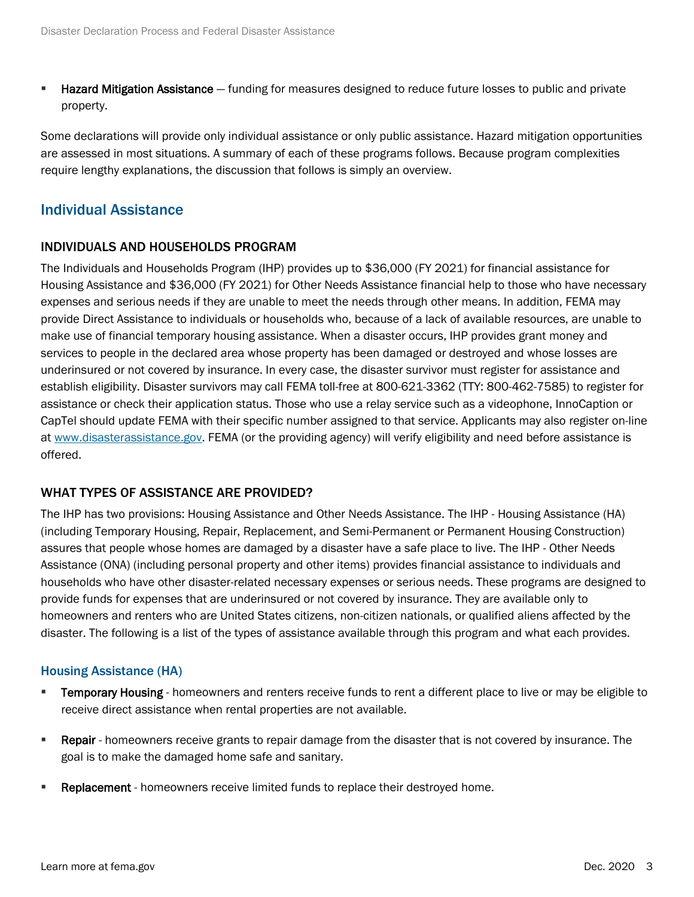- **Hazard Mitigation Assistance** — funding for measures designed to reduce future losses to public and private property.

Some declarations will provide only individual assistance or only public assistance. Hazard mitigation opportunities are assessed in most situations. A summary of each of these programs follows. Because program complexities require lengthy explanations, the discussion that follows is simply an overview.

## Individual Assistance

### INDIVIDUALS AND HOUSEHOLDS PROGRAM

The Individuals and Households Program (IHP) provides up to $36,000 (FY 2021) for financial assistance for Housing Assistance and $36,000 (FY 2021) for Other Needs Assistance financial help to those who have necessary expenses and serious needs if they are unable to meet the needs through other means. In addition, FEMA may provide Direct Assistance to individuals or households who, because of a lack of available resources, are unable to make use of financial temporary housing assistance. When a disaster occurs, IHP provides grant money and services to people in the declared area whose property has been damaged or destroyed and whose losses are underinsured or not covered by insurance. In every case, the disaster survivor must register for assistance and establish eligibility. Disaster survivors may call FEMA toll-free at 800-621-3362 (TTY: 800-462-7585) to register for assistance or check their application status. Those who use a relay service such as a videophone, InnoCaption or CapTel should update FEMA with their specific number assigned to that service. Applicants may also register on-line at [www.disasterassistance.gov](http://www.disasterassistance.gov). FEMA (or the providing agency) will verify eligibility and need before assistance is offered.

### WHAT TYPES OF ASSISTANCE ARE PROVIDED?

The IHP has two provisions: Housing Assistance and Other Needs Assistance. The IHP - Housing Assistance (HA) (including Temporary Housing, Repair, Replacement, and Semi-Permanent or Permanent Housing Construction) assures that people whose homes are damaged by a disaster have a safe place to live. The IHP - Other Needs Assistance (ONA) (including personal property and other items) provides financial assistance to individuals and households who have other disaster-related necessary expenses or serious needs. These programs are designed to provide funds for expenses that are underinsured or not covered by insurance. They are available only to homeowners and renters who are United States citizens, non-citizen nationals, or qualified aliens affected by the disaster. The following is a list of the types of assistance available through this program and what each provides.

#### Housing Assistance (HA)

- **Temporary Housing** - homeowners and renters receive funds to rent a different place to live or may be eligible to receive direct assistance when rental properties are not available.
- **Repair** - homeowners receive grants to repair damage from the disaster that is not covered by insurance. The goal is to make the damaged home safe and sanitary.
- **Replacement** - homeowners receive limited funds to replace their destroyed home.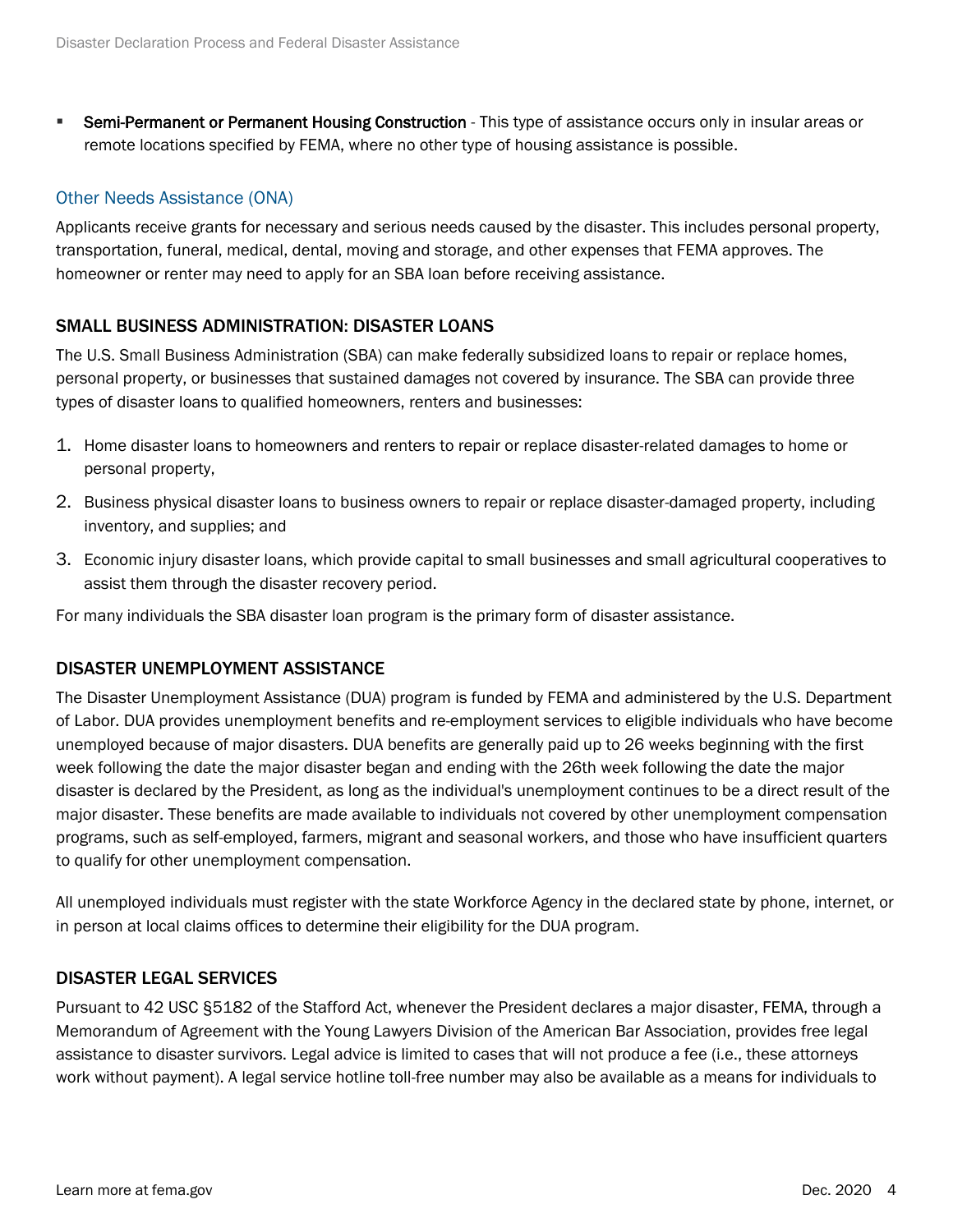- **Semi-Permanent or Permanent Housing Construction** - This type of assistance occurs only in insular areas or remote locations specified by FEMA, where no other type of housing assistance is possible.

### Other Needs Assistance (ONA)

Applicants receive grants for necessary and serious needs caused by the disaster. This includes personal property, transportation, funeral, medical, dental, moving and storage, and other expenses that FEMA approves. The homeowner or renter may need to apply for an SBA loan before receiving assistance.

## SMALL BUSINESS ADMINISTRATION: DISASTER LOANS

The U.S. Small Business Administration (SBA) can make federally subsidized loans to repair or replace homes, personal property, or businesses that sustained damages not covered by insurance. The SBA can provide three types of disaster loans to qualified homeowners, renters and businesses:

1. Home disaster loans to homeowners and renters to repair or replace disaster-related damages to home or personal property,
2. Business physical disaster loans to business owners to repair or replace disaster-damaged property, including inventory, and supplies; and
3. Economic injury disaster loans, which provide capital to small businesses and small agricultural cooperatives to assist them through the disaster recovery period.

For many individuals the SBA disaster loan program is the primary form of disaster assistance.

## DISASTER UNEMPLOYMENT ASSISTANCE

The Disaster Unemployment Assistance (DUA) program is funded by FEMA and administered by the U.S. Department of Labor. DUA provides unemployment benefits and re-employment services to eligible individuals who have become unemployed because of major disasters. DUA benefits are generally paid up to 26 weeks beginning with the first week following the date the major disaster began and ending with the 26th week following the date the major disaster is declared by the President, as long as the individual's unemployment continues to be a direct result of the major disaster. These benefits are made available to individuals not covered by other unemployment compensation programs, such as self-employed, farmers, migrant and seasonal workers, and those who have insufficient quarters to qualify for other unemployment compensation.

All unemployed individuals must register with the state Workforce Agency in the declared state by phone, internet, or in person at local claims offices to determine their eligibility for the DUA program.

## DISASTER LEGAL SERVICES

Pursuant to 42 USC §5182 of the Stafford Act, whenever the President declares a major disaster, FEMA, through a Memorandum of Agreement with the Young Lawyers Division of the American Bar Association, provides free legal assistance to disaster survivors. Legal advice is limited to cases that will not produce a fee (i.e., these attorneys work without payment). A legal service hotline toll-free number may also be available as a means for individuals to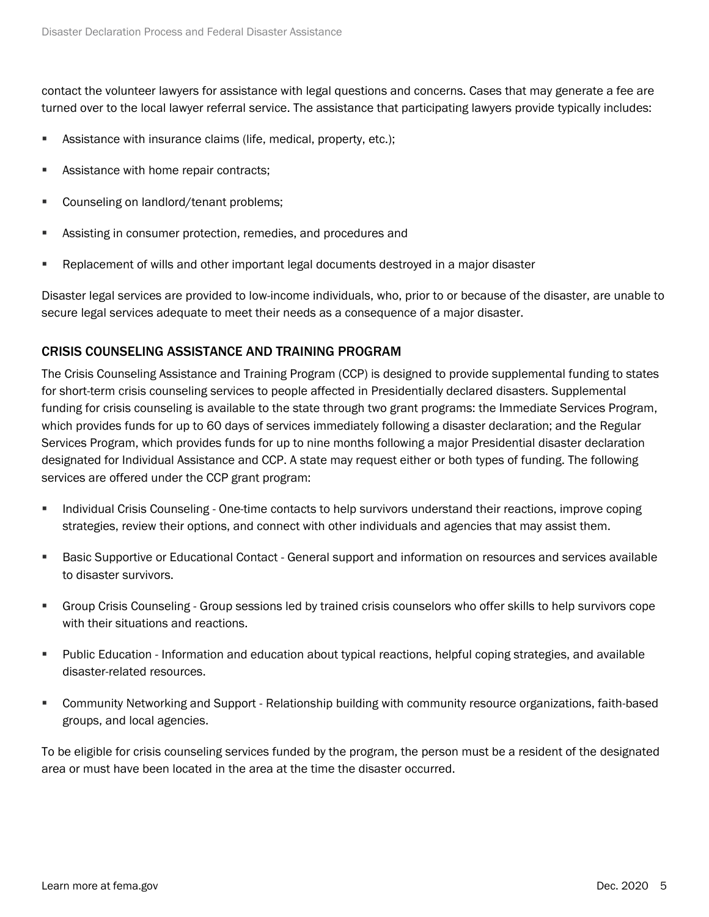contact the volunteer lawyers for assistance with legal questions and concerns. Cases that may generate a fee are turned over to the local lawyer referral service. The assistance that participating lawyers provide typically includes:

- Assistance with insurance claims (life, medical, property, etc.);
- Assistance with home repair contracts;
- Counseling on landlord/tenant problems;
- Assisting in consumer protection, remedies, and procedures and
- Replacement of wills and other important legal documents destroyed in a major disaster

Disaster legal services are provided to low-income individuals, who, prior to or because of the disaster, are unable to secure legal services adequate to meet their needs as a consequence of a major disaster.

## CRISIS COUNSELING ASSISTANCE AND TRAINING PROGRAM

The Crisis Counseling Assistance and Training Program (CCP) is designed to provide supplemental funding to states for short-term crisis counseling services to people affected in Presidentially declared disasters. Supplemental funding for crisis counseling is available to the state through two grant programs: the Immediate Services Program, which provides funds for up to 60 days of services immediately following a disaster declaration; and the Regular Services Program, which provides funds for up to nine months following a major Presidential disaster declaration designated for Individual Assistance and CCP. A state may request either or both types of funding. The following services are offered under the CCP grant program:

- Individual Crisis Counseling - One-time contacts to help survivors understand their reactions, improve coping strategies, review their options, and connect with other individuals and agencies that may assist them.
- Basic Supportive or Educational Contact - General support and information on resources and services available to disaster survivors.
- Group Crisis Counseling - Group sessions led by trained crisis counselors who offer skills to help survivors cope with their situations and reactions.
- Public Education - Information and education about typical reactions, helpful coping strategies, and available disaster-related resources.
- Community Networking and Support - Relationship building with community resource organizations, faith-based groups, and local agencies.

To be eligible for crisis counseling services funded by the program, the person must be a resident of the designated area or must have been located in the area at the time the disaster occurred.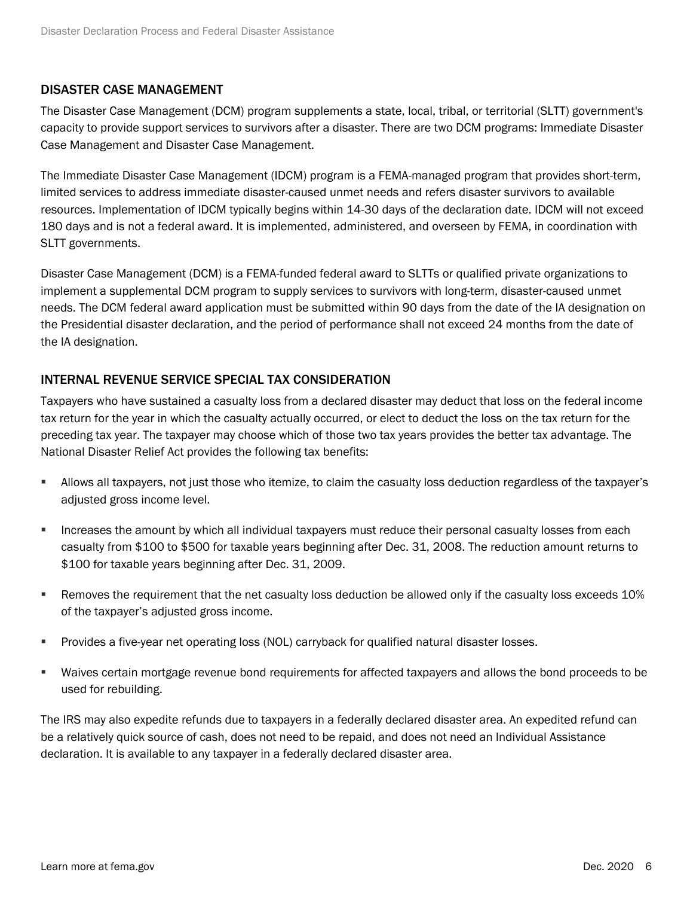## DISASTER CASE MANAGEMENT

The Disaster Case Management (DCM) program supplements a state, local, tribal, or territorial (SLTT) government's capacity to provide support services to survivors after a disaster. There are two DCM programs: Immediate Disaster Case Management and Disaster Case Management.

The Immediate Disaster Case Management (IDCM) program is a FEMA-managed program that provides short-term, limited services to address immediate disaster-caused unmet needs and refers disaster survivors to available resources. Implementation of IDCM typically begins within 14-30 days of the declaration date. IDCM will not exceed 180 days and is not a federal award. It is implemented, administered, and overseen by FEMA, in coordination with SLTT governments.

Disaster Case Management (DCM) is a FEMA-funded federal award to SLTTs or qualified private organizations to implement a supplemental DCM program to supply services to survivors with long-term, disaster-caused unmet needs. The DCM federal award application must be submitted within 90 days from the date of the IA designation on the Presidential disaster declaration, and the period of performance shall not exceed 24 months from the date of the IA designation.

## INTERNAL REVENUE SERVICE SPECIAL TAX CONSIDERATION

Taxpayers who have sustained a casualty loss from a declared disaster may deduct that loss on the federal income tax return for the year in which the casualty actually occurred, or elect to deduct the loss on the tax return for the preceding tax year. The taxpayer may choose which of those two tax years provides the better tax advantage. The National Disaster Relief Act provides the following tax benefits:

- Allows all taxpayers, not just those who itemize, to claim the casualty loss deduction regardless of the taxpayer's adjusted gross income level.
- Increases the amount by which all individual taxpayers must reduce their personal casualty losses from each casualty from $100 to $500 for taxable years beginning after Dec. 31, 2008. The reduction amount returns to $100 for taxable years beginning after Dec. 31, 2009.
- Removes the requirement that the net casualty loss deduction be allowed only if the casualty loss exceeds 10% of the taxpayer's adjusted gross income.
- Provides a five-year net operating loss (NOL) carryback for qualified natural disaster losses.
- Waives certain mortgage revenue bond requirements for affected taxpayers and allows the bond proceeds to be used for rebuilding.

The IRS may also expedite refunds due to taxpayers in a federally declared disaster area. An expedited refund can be a relatively quick source of cash, does not need to be repaid, and does not need an Individual Assistance declaration. It is available to any taxpayer in a federally declared disaster area.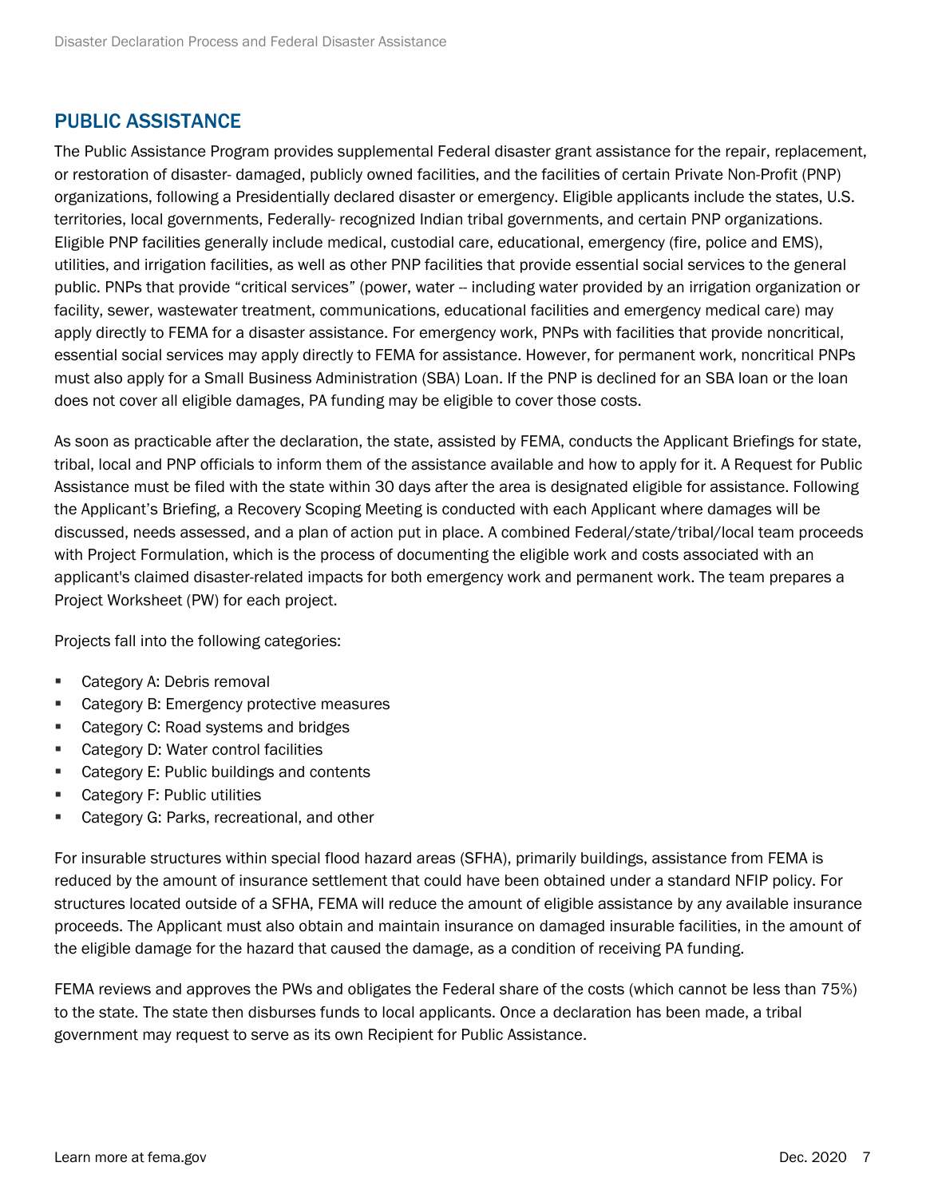## PUBLIC ASSISTANCE

The Public Assistance Program provides supplemental Federal disaster grant assistance for the repair, replacement, or restoration of disaster- damaged, publicly owned facilities, and the facilities of certain Private Non-Profit (PNP) organizations, following a Presidentially declared disaster or emergency. Eligible applicants include the states, U.S. territories, local governments, Federally- recognized Indian tribal governments, and certain PNP organizations. Eligible PNP facilities generally include medical, custodial care, educational, emergency (fire, police and EMS), utilities, and irrigation facilities, as well as other PNP facilities that provide essential social services to the general public. PNPs that provide "critical services" (power, water -- including water provided by an irrigation organization or facility, sewer, wastewater treatment, communications, educational facilities and emergency medical care) may apply directly to FEMA for a disaster assistance. For emergency work, PNPs with facilities that provide noncritical, essential social services may apply directly to FEMA for assistance. However, for permanent work, noncritical PNPs must also apply for a Small Business Administration (SBA) Loan. If the PNP is declined for an SBA loan or the loan does not cover all eligible damages, PA funding may be eligible to cover those costs.

As soon as practicable after the declaration, the state, assisted by FEMA, conducts the Applicant Briefings for state, tribal, local and PNP officials to inform them of the assistance available and how to apply for it. A Request for Public Assistance must be filed with the state within 30 days after the area is designated eligible for assistance. Following the Applicant's Briefing, a Recovery Scoping Meeting is conducted with each Applicant where damages will be discussed, needs assessed, and a plan of action put in place. A combined Federal/state/tribal/local team proceeds with Project Formulation, which is the process of documenting the eligible work and costs associated with an applicant's claimed disaster-related impacts for both emergency work and permanent work. The team prepares a Project Worksheet (PW) for each project.

Projects fall into the following categories:

- Category A: Debris removal
- Category B: Emergency protective measures
- Category C: Road systems and bridges
- Category D: Water control facilities
- Category E: Public buildings and contents
- Category F: Public utilities
- Category G: Parks, recreational, and other

For insurable structures within special flood hazard areas (SFHA), primarily buildings, assistance from FEMA is reduced by the amount of insurance settlement that could have been obtained under a standard NFIP policy. For structures located outside of a SFHA, FEMA will reduce the amount of eligible assistance by any available insurance proceeds. The Applicant must also obtain and maintain insurance on damaged insurable facilities, in the amount of the eligible damage for the hazard that caused the damage, as a condition of receiving PA funding.

FEMA reviews and approves the PWs and obligates the Federal share of the costs (which cannot be less than 75%) to the state. The state then disburses funds to local applicants. Once a declaration has been made, a tribal government may request to serve as its own Recipient for Public Assistance.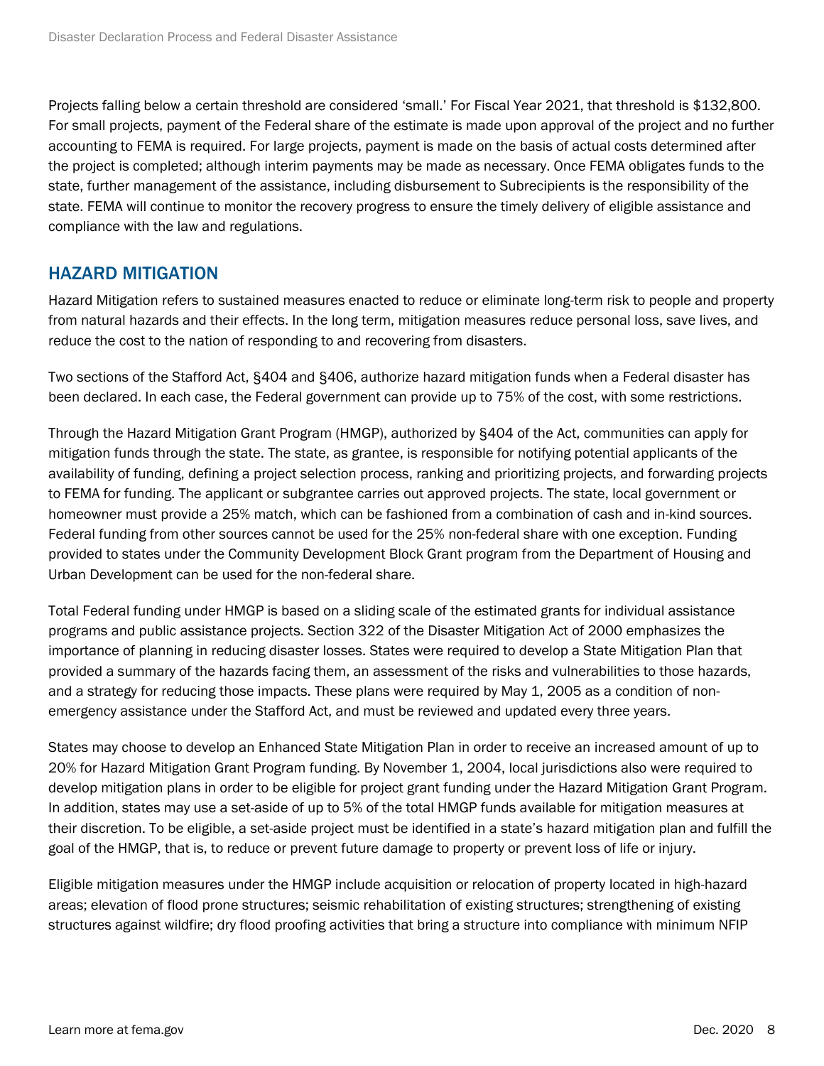Projects falling below a certain threshold are considered 'small.' For Fiscal Year 2021, that threshold is $132,800. For small projects, payment of the Federal share of the estimate is made upon approval of the project and no further accounting to FEMA is required. For large projects, payment is made on the basis of actual costs determined after the project is completed; although interim payments may be made as necessary. Once FEMA obligates funds to the state, further management of the assistance, including disbursement to Subrecipients is the responsibility of the state. FEMA will continue to monitor the recovery progress to ensure the timely delivery of eligible assistance and compliance with the law and regulations.

## HAZARD MITIGATION

Hazard Mitigation refers to sustained measures enacted to reduce or eliminate long-term risk to people and property from natural hazards and their effects. In the long term, mitigation measures reduce personal loss, save lives, and reduce the cost to the nation of responding to and recovering from disasters.

Two sections of the Stafford Act, §404 and §406, authorize hazard mitigation funds when a Federal disaster has been declared. In each case, the Federal government can provide up to 75% of the cost, with some restrictions.

Through the Hazard Mitigation Grant Program (HMGP), authorized by §404 of the Act, communities can apply for mitigation funds through the state. The state, as grantee, is responsible for notifying potential applicants of the availability of funding, defining a project selection process, ranking and prioritizing projects, and forwarding projects to FEMA for funding. The applicant or subgrantee carries out approved projects. The state, local government or homeowner must provide a 25% match, which can be fashioned from a combination of cash and in-kind sources. Federal funding from other sources cannot be used for the 25% non-federal share with one exception. Funding provided to states under the Community Development Block Grant program from the Department of Housing and Urban Development can be used for the non-federal share.

Total Federal funding under HMGP is based on a sliding scale of the estimated grants for individual assistance programs and public assistance projects. Section 322 of the Disaster Mitigation Act of 2000 emphasizes the importance of planning in reducing disaster losses. States were required to develop a State Mitigation Plan that provided a summary of the hazards facing them, an assessment of the risks and vulnerabilities to those hazards, and a strategy for reducing those impacts. These plans were required by May 1, 2005 as a condition of non-emergency assistance under the Stafford Act, and must be reviewed and updated every three years.

States may choose to develop an Enhanced State Mitigation Plan in order to receive an increased amount of up to 20% for Hazard Mitigation Grant Program funding. By November 1, 2004, local jurisdictions also were required to develop mitigation plans in order to be eligible for project grant funding under the Hazard Mitigation Grant Program. In addition, states may use a set-aside of up to 5% of the total HMGP funds available for mitigation measures at their discretion. To be eligible, a set-aside project must be identified in a state's hazard mitigation plan and fulfill the goal of the HMGP, that is, to reduce or prevent future damage to property or prevent loss of life or injury.

Eligible mitigation measures under the HMGP include acquisition or relocation of property located in high-hazard areas; elevation of flood prone structures; seismic rehabilitation of existing structures; strengthening of existing structures against wildfire; dry flood proofing activities that bring a structure into compliance with minimum NFIP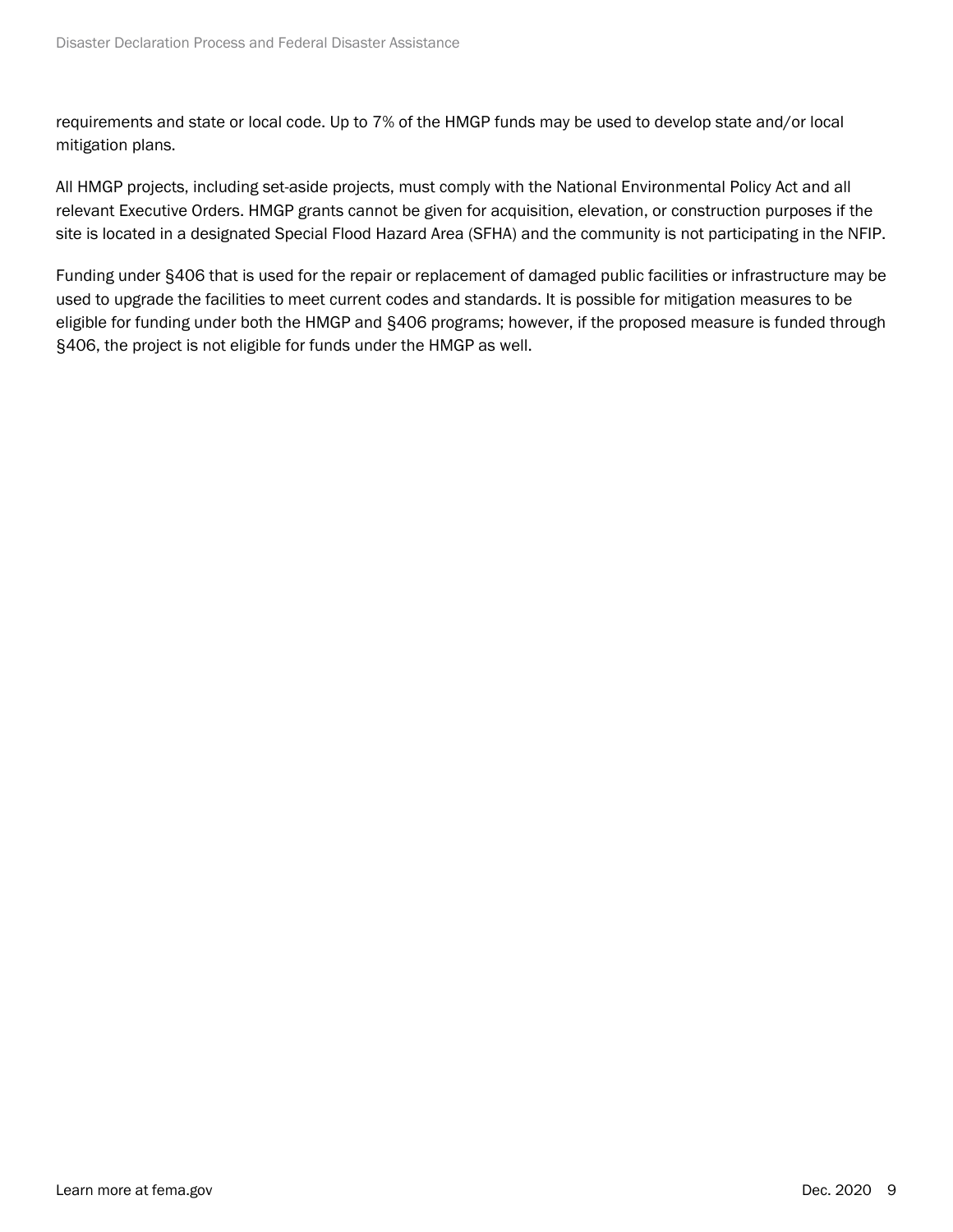requirements and state or local code. Up to 7% of the HMGP funds may be used to develop state and/or local mitigation plans.

All HMGP projects, including set-aside projects, must comply with the National Environmental Policy Act and all relevant Executive Orders. HMGP grants cannot be given for acquisition, elevation, or construction purposes if the site is located in a designated Special Flood Hazard Area (SFHA) and the community is not participating in the NFIP.

Funding under §406 that is used for the repair or replacement of damaged public facilities or infrastructure may be used to upgrade the facilities to meet current codes and standards. It is possible for mitigation measures to be eligible for funding under both the HMGP and §406 programs; however, if the proposed measure is funded through §406, the project is not eligible for funds under the HMGP as well.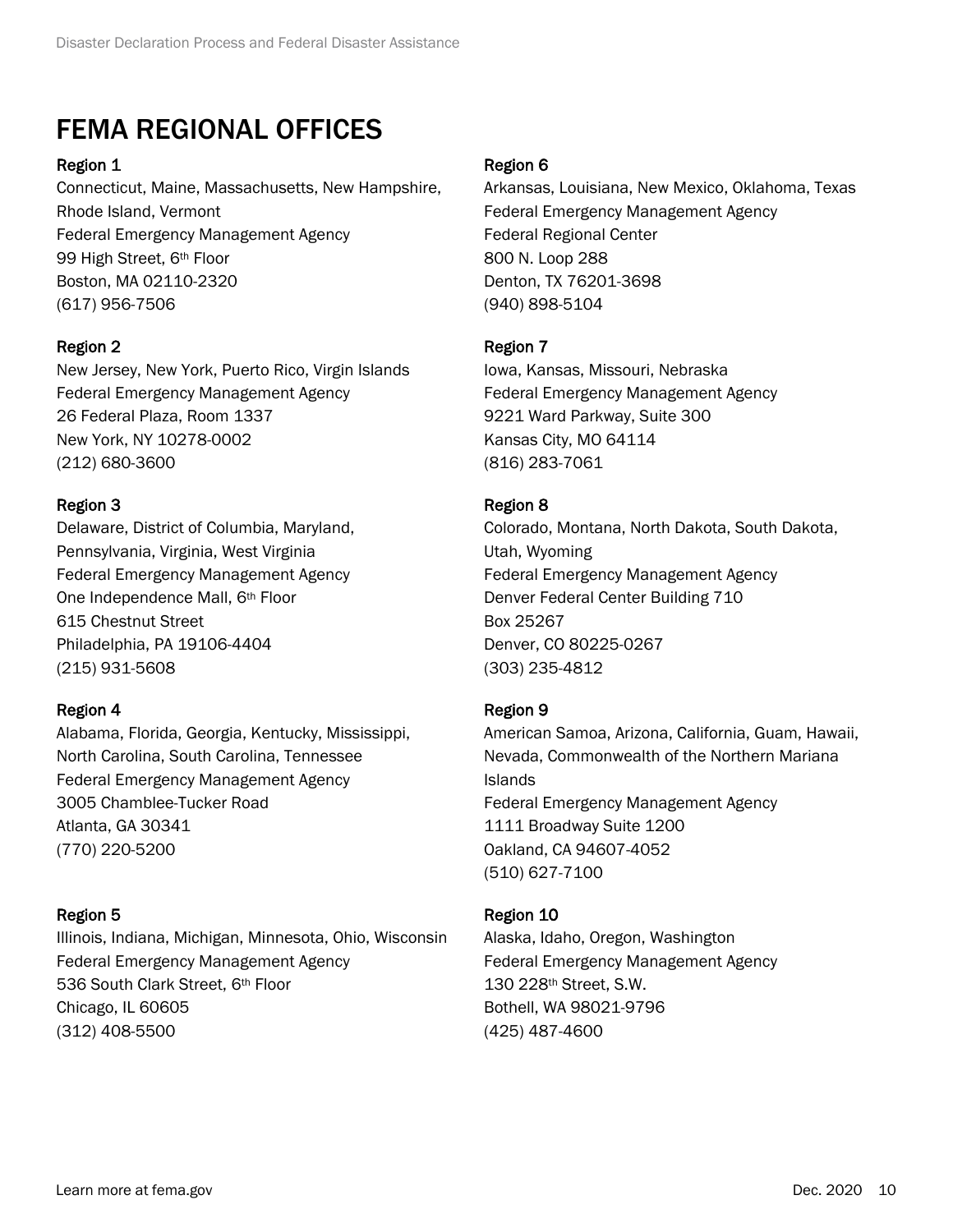# FEMA REGIONAL OFFICES

**Region 1**
Connecticut, Maine, Massachusetts, New Hampshire, Rhode Island, Vermont
Federal Emergency Management Agency
99 High Street, 6th Floor
Boston, MA 02110-2320
(617) 956-7506

**Region 2**
New Jersey, New York, Puerto Rico, Virgin Islands
Federal Emergency Management Agency
26 Federal Plaza, Room 1337
New York, NY 10278-0002
(212) 680-3600

**Region 3**
Delaware, District of Columbia, Maryland, Pennsylvania, Virginia, West Virginia
Federal Emergency Management Agency
One Independence Mall, 6th Floor
615 Chestnut Street
Philadelphia, PA 19106-4404
(215) 931-5608

**Region 4**
Alabama, Florida, Georgia, Kentucky, Mississippi, North Carolina, South Carolina, Tennessee
Federal Emergency Management Agency
3005 Chamblee-Tucker Road
Atlanta, GA 30341
(770) 220-5200

**Region 5**
Illinois, Indiana, Michigan, Minnesota, Ohio, Wisconsin
Federal Emergency Management Agency
536 South Clark Street, 6th Floor
Chicago, IL 60605
(312) 408-5500

**Region 6**
Arkansas, Louisiana, New Mexico, Oklahoma, Texas
Federal Emergency Management Agency
Federal Regional Center
800 N. Loop 288
Denton, TX 76201-3698
(940) 898-5104

**Region 7**
Iowa, Kansas, Missouri, Nebraska
Federal Emergency Management Agency
9221 Ward Parkway, Suite 300
Kansas City, MO 64114
(816) 283-7061

**Region 8**
Colorado, Montana, North Dakota, South Dakota, Utah, Wyoming
Federal Emergency Management Agency
Denver Federal Center Building 710
Box 25267
Denver, CO 80225-0267
(303) 235-4812

**Region 9**
American Samoa, Arizona, California, Guam, Hawaii, Nevada, Commonwealth of the Northern Mariana Islands
Federal Emergency Management Agency
1111 Broadway Suite 1200
Oakland, CA 94607-4052
(510) 627-7100

**Region 10**
Alaska, Idaho, Oregon, Washington
Federal Emergency Management Agency
130 228th Street, S.W.
Bothell, WA 98021-9796
(425) 487-4600